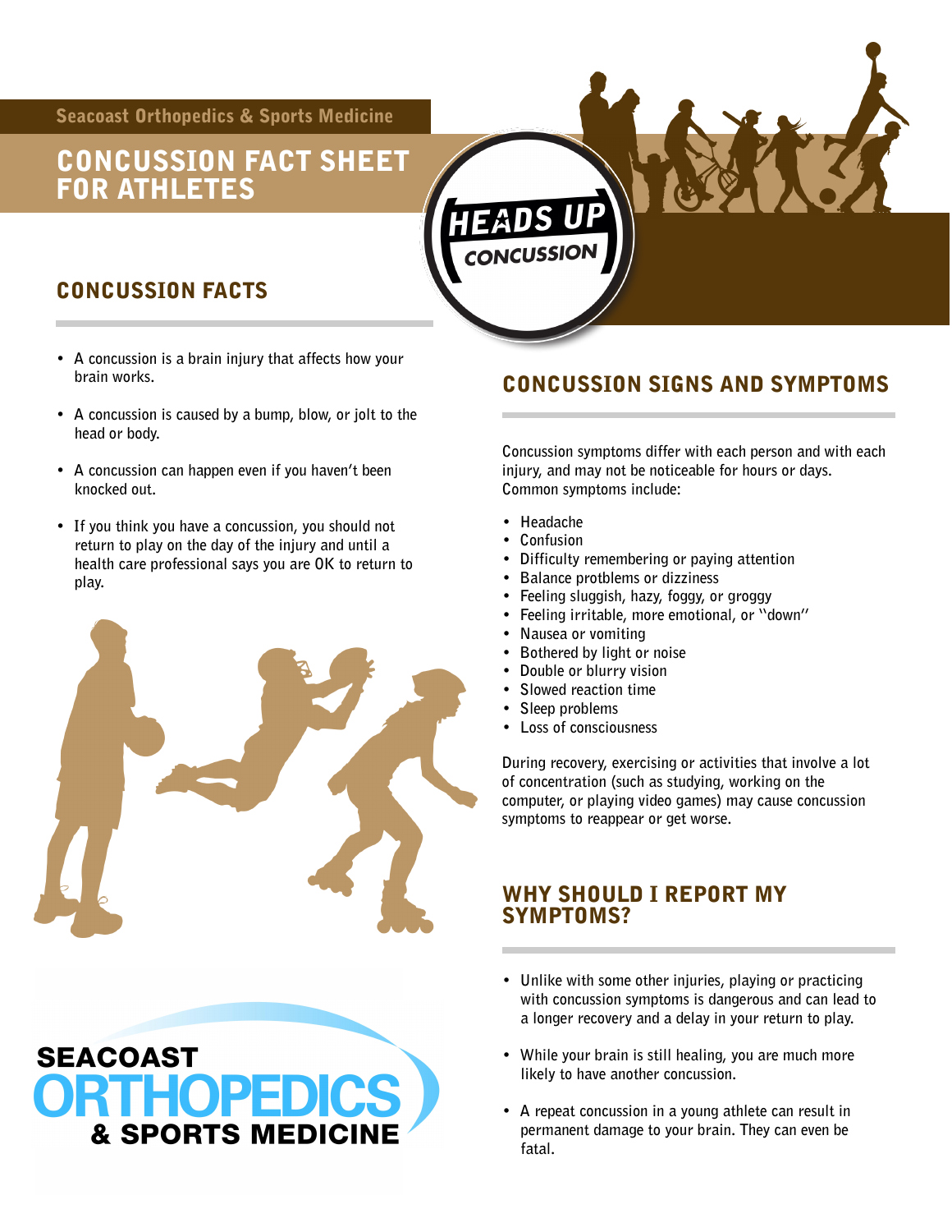Seacoast Orthopedics & Sports Medicine

# CONCUSSION FACT SHEET FOR ATHLETES

HEADS UP CONCUSSION

## CONCUSSION FACTS

- A concussion is a brain injury that affects how your brain works.
- A concussion is caused by a bump, blow, or jolt to the head or body.
- A concussion can happen even if you haven't been knocked out.
- If you think you have a concussion, you should not return to play on the day of the injury and until a health care professional says you are OK to return to play.

SEACOAST ORTHOPEDICS & SPORTS MEDICINE

## CONCUSSION SIGNS AND SYMPTOMS

Concussion symptoms differ with each person and with each injury, and may not be noticeable for hours or days. Common symptoms include:

- Headache
- Confusion
- Difficulty remembering or paying attention
- Balance protblems or dizziness
- Feeling sluggish, hazy, foggy, or groggy
- Feeling irritable, more emotional, or "down"
- Nausea or vomiting
- Bothered by light or noise
- Double or blurry vision
- Slowed reaction time
- Sleep problems
- Loss of consciousness

During recovery, exercising or activities that involve a lot of concentration (such as studying, working on the computer, or playing video games) may cause concussion symptoms to reappear or get worse.

## WHY SHOULD I REPORT MY SYMPTOMS?

- Unlike with some other injuries, playing or practicing with concussion symptoms is dangerous and can lead to a longer recovery and a delay in your return to play.
- While your brain is still healing, you are much more likely to have another concussion.
- A repeat concussion in a young athlete can result in permanent damage to your brain. They can even be fatal.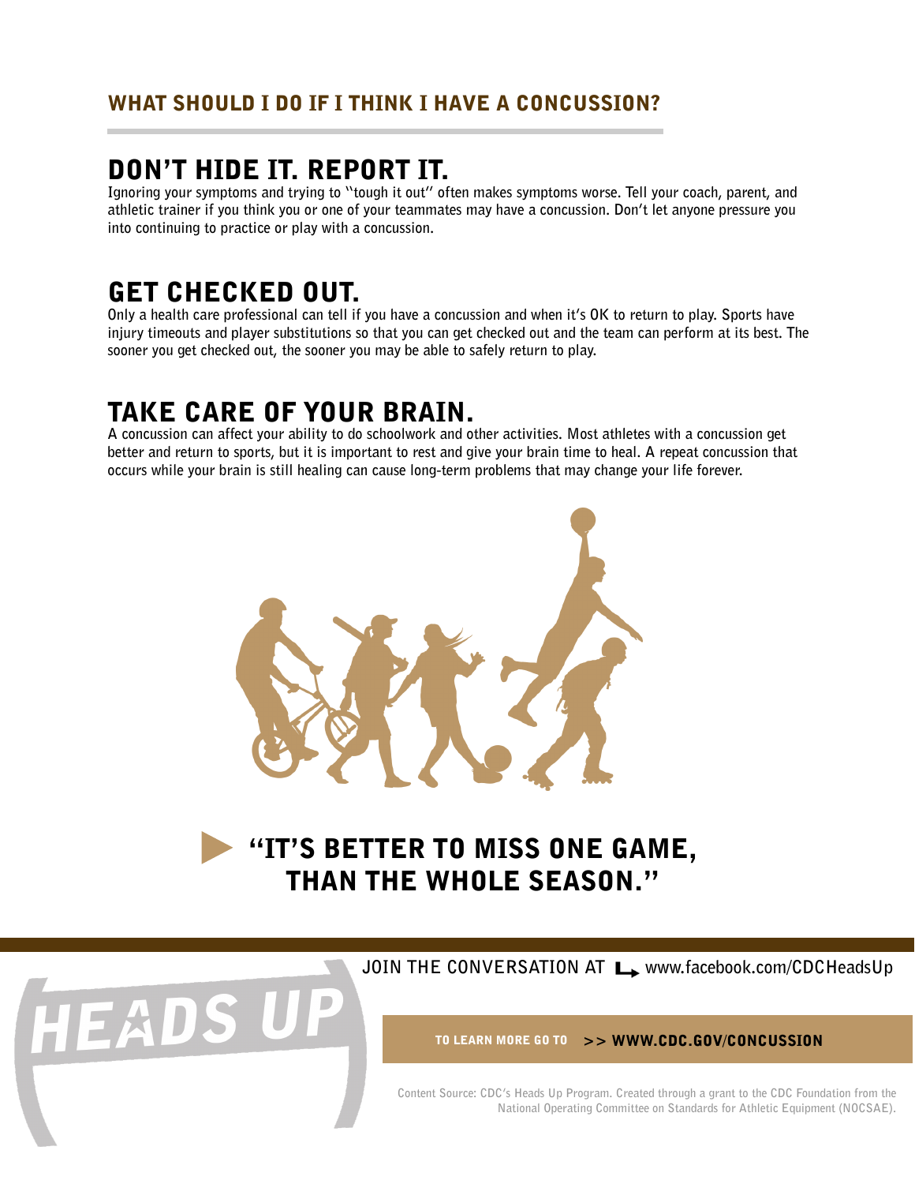## WHAT SHOULD I DO IF I THINK I HAVE A CONCUSSION?

# DON'T HIDE IT. REPORT IT.

Ignoring your symptoms and trying to "tough it out" often makes symptoms worse. Tell your coach, parent, and athletic trainer if you think you or one of your teammates may have a concussion. Don't let anyone pressure you into continuing to practice or play with a concussion.

# GET CHECKED OUT.

Only a health care professional can tell if you have a concussion and when it's OK to return to play. Sports have injury timeouts and player substitutions so that you can get checked out and the team can perform at its best. The sooner you get checked out, the sooner you may be able to safely return to play.

# TAKE CARE OF YOUR BRAIN.

A concussion can affect your ability to do schoolwork and other activities. Most athletes with a concussion get better and return to sports, but it is important to rest and give your brain time to heal. A repeat concussion that occurs while your brain is still healing can cause long-term problems that may change your life forever.

**"IT'S BETTER TO MISS ONE GAME, THAN THE WHOLE SEASON."**

HEADS UP

JOIN THE CONVERSATION AT www.facebook.com/CDCHeadsUp

TO LEARN MORE GO TO >> **WWW.CDC.GOV/CONCUSSION**

Content Source: CDC's Heads Up Program. Created through a grant to the CDC Foundation from the National Operating Committee on Standards for Athletic Equipment (NOCSAE).